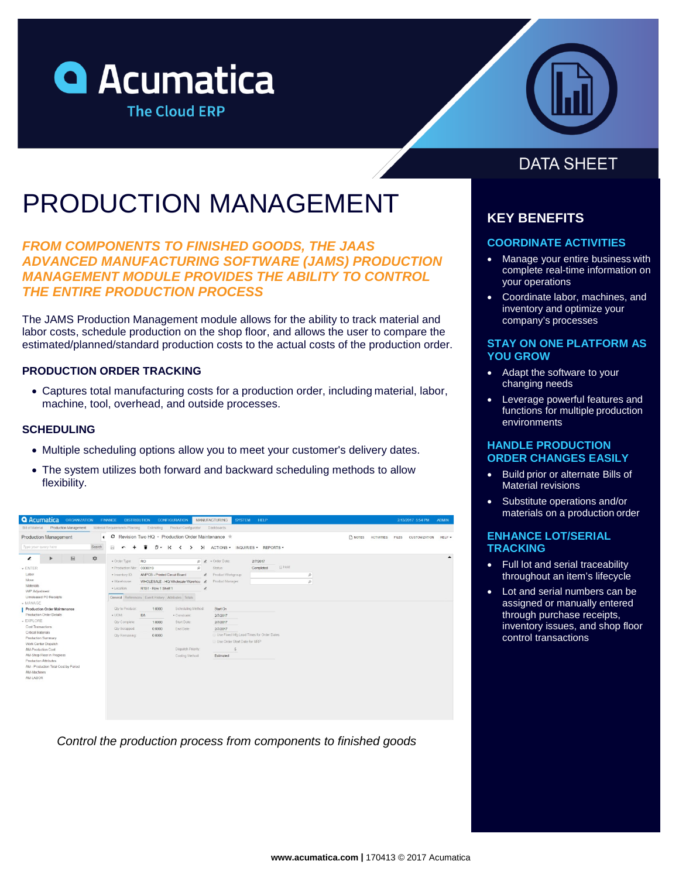Acumatica
The Cloud ERP

DATA SHEET

# PRODUCTION MANAGEMENT

***FROM COMPONENTS TO FINISHED GOODS, THE JAAS ADVANCED MANUFACTURING SOFTWARE (JAMS) PRODUCTION MANAGEMENT MODULE PROVIDES THE ABILITY TO CONTROL THE ENTIRE PRODUCTION PROCESS***

The JAMS Production Management module allows for the ability to track material and labor costs, schedule production on the shop floor, and allows the user to compare the estimated/planned/standard production costs to the actual costs of the production order.

### PRODUCTION ORDER TRACKING

- Captures total manufacturing costs for a production order, including material, labor, machine, tool, overhead, and outside processes.

### SCHEDULING

- Multiple scheduling options allow you to meet your customer's delivery dates.
- The system utilizes both forward and backward scheduling methods to allow flexibility.

*Control the production process from components to finished goods*

## KEY BENEFITS

### COORDINATE ACTIVITIES

- Manage your entire business with complete real-time information on your operations
- Coordinate labor, machines, and inventory and optimize your company's processes

### STAY ON ONE PLATFORM AS YOU GROW

- Adapt the software to your changing needs
- Leverage powerful features and functions for multiple production environments

### HANDLE PRODUCTION ORDER CHANGES EASILY

- Build prior or alternate Bills of Material revisions
- Substitute operations and/or materials on a production order

### ENHANCE LOT/SERIAL TRACKING

- Full lot and serial traceability throughout an item's lifecycle
- Lot and serial numbers can be assigned or manually entered through purchase receipts, inventory issues, and shop floor control transactions

**www.acumatica.com |** 170413 © 2017 Acumatica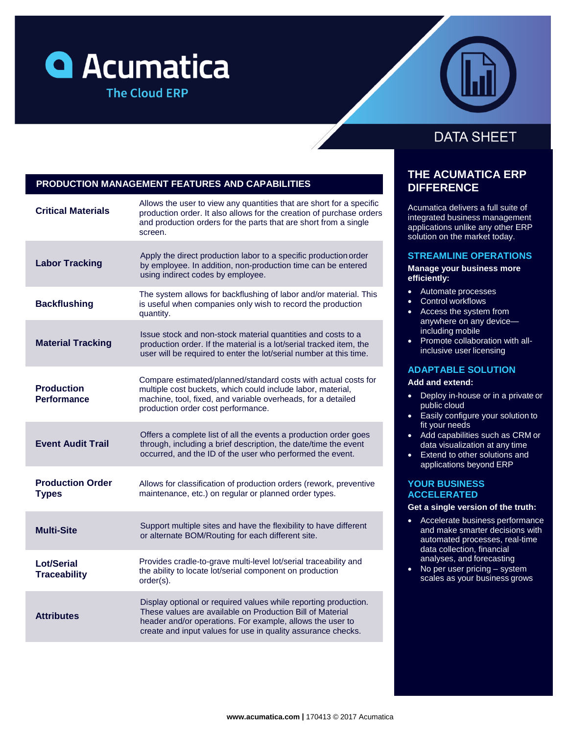Acumatica

The Cloud ERP

DATA SHEET

## PRODUCTION MANAGEMENT FEATURES AND CAPABILITIES

| | |
|---|---|
| **Critical Materials** | Allows the user to view any quantities that are short for a specific production order. It also allows for the creation of purchase orders and production orders for the parts that are short from a single screen. |
| **Labor Tracking** | Apply the direct production labor to a specific production order by employee. In addition, non-production time can be entered using indirect codes by employee. |
| **Backflushing** | The system allows for backflushing of labor and/or material. This is useful when companies only wish to record the production quantity. |
| **Material Tracking** | Issue stock and non-stock material quantities and costs to a production order. If the material is a lot/serial tracked item, the user will be required to enter the lot/serial number at this time. |
| **Production Performance** | Compare estimated/planned/standard costs with actual costs for multiple cost buckets, which could include labor, material, machine, tool, fixed, and variable overheads, for a detailed production order cost performance. |
| **Event Audit Trail** | Offers a complete list of all the events a production order goes through, including a brief description, the date/time the event occurred, and the ID of the user who performed the event. |
| **Production Order Types** | Allows for classification of production orders (rework, preventive maintenance, etc.) on regular or planned order types. |
| **Multi-Site** | Support multiple sites and have the flexibility to have different or alternate BOM/Routing for each different site. |
| **Lot/Serial Traceability** | Provides cradle-to-grave multi-level lot/serial traceability and the ability to locate lot/serial component on production order(s). |
| **Attributes** | Display optional or required values while reporting production. These values are available on Production Bill of Material header and/or operations. For example, allows the user to create and input values for use in quality assurance checks. |

## THE ACUMATICA ERP DIFFERENCE

Acumatica delivers a full suite of integrated business management applications unlike any other ERP solution on the market today.

### STREAMLINE OPERATIONS

**Manage your business more efficiently:**

- Automate processes
- Control workflows
- Access the system from anywhere on any device—including mobile
- Promote collaboration with all-inclusive user licensing

### ADAPTABLE SOLUTION

**Add and extend:**

- Deploy in-house or in a private or public cloud
- Easily configure your solution to fit your needs
- Add capabilities such as CRM or data visualization at any time
- Extend to other solutions and applications beyond ERP

### YOUR BUSINESS ACCELERATED

**Get a single version of the truth:**

- Accelerate business performance and make smarter decisions with automated processes, real-time data collection, financial analyses, and forecasting
- No per user pricing – system scales as your business grows

**www.acumatica.com |** 170413 © 2017 Acumatica